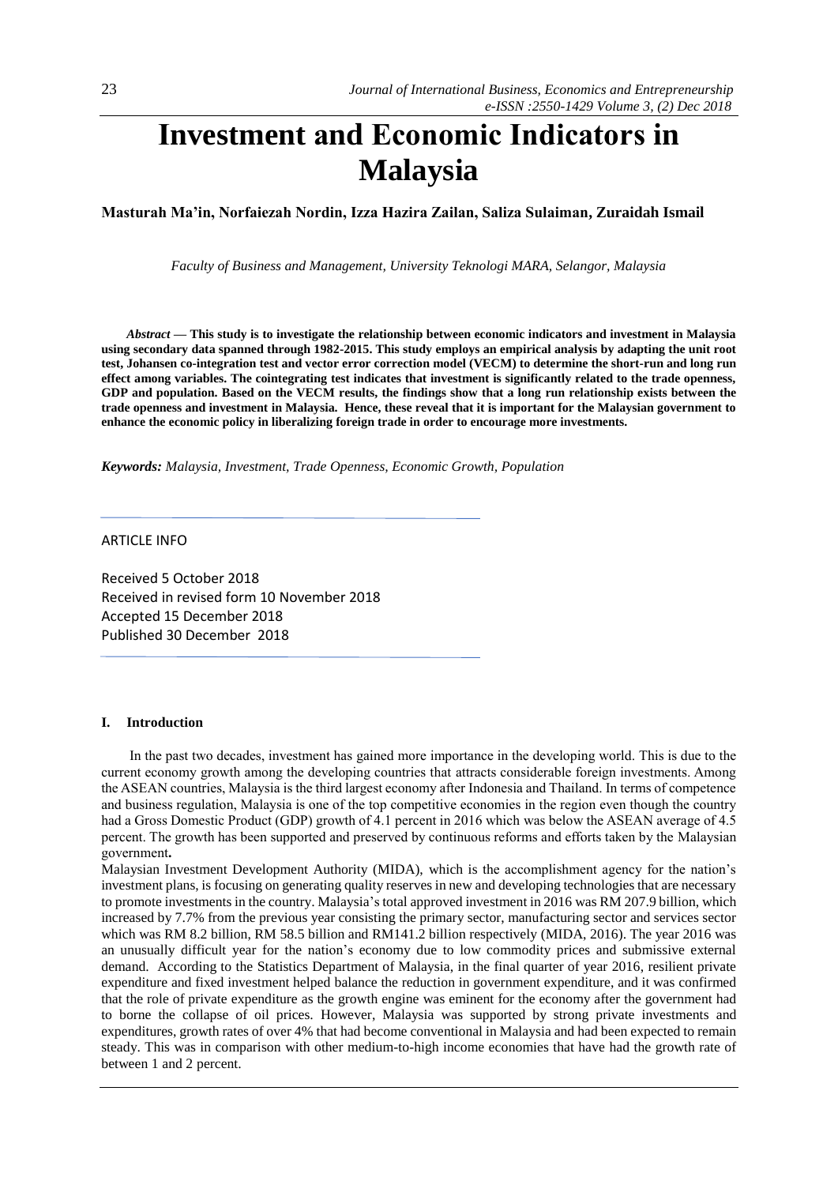# Investment and Economic Indicators in Malaysia

**Masturah Ma'in, Norfaiezah Nordin, Izza Hazira Zailan, Saliza Sulaiman, Zuraidah Ismail**

*Faculty of Business and Management, University Teknologi MARA, Selangor, Malaysia*

***Abstract*** **— This study is to investigate the relationship between economic indicators and investment in Malaysia using secondary data spanned through 1982-2015. This study employs an empirical analysis by adapting the unit root test, Johansen co-integration test and vector error correction model (VECM) to determine the short-run and long run effect among variables. The cointegrating test indicates that investment is significantly related to the trade openness, GDP and population. Based on the VECM results, the findings show that a long run relationship exists between the trade openness and investment in Malaysia. Hence, these reveal that it is important for the Malaysian government to enhance the economic policy in liberalizing foreign trade in order to encourage more investments.**

***Keywords:*** *Malaysia, Investment, Trade Openness, Economic Growth, Population*

ARTICLE INFO

Received 5 October 2018
Received in revised form 10 November 2018
Accepted 15 December 2018
Published 30 December 2018

## I. Introduction

In the past two decades, investment has gained more importance in the developing world. This is due to the current economy growth among the developing countries that attracts considerable foreign investments. Among the ASEAN countries, Malaysia is the third largest economy after Indonesia and Thailand. In terms of competence and business regulation, Malaysia is one of the top competitive economies in the region even though the country had a Gross Domestic Product (GDP) growth of 4.1 percent in 2016 which was below the ASEAN average of 4.5 percent. The growth has been supported and preserved by continuous reforms and efforts taken by the Malaysian government**.**

Malaysian Investment Development Authority (MIDA), which is the accomplishment agency for the nation's investment plans, is focusing on generating quality reserves in new and developing technologies that are necessary to promote investments in the country. Malaysia's total approved investment in 2016 was RM 207.9 billion, which increased by 7.7% from the previous year consisting the primary sector, manufacturing sector and services sector which was RM 8.2 billion, RM 58.5 billion and RM141.2 billion respectively (MIDA, 2016). The year 2016 was an unusually difficult year for the nation's economy due to low commodity prices and submissive external demand. According to the Statistics Department of Malaysia, in the final quarter of year 2016, resilient private expenditure and fixed investment helped balance the reduction in government expenditure, and it was confirmed that the role of private expenditure as the growth engine was eminent for the economy after the government had to borne the collapse of oil prices. However, Malaysia was supported by strong private investments and expenditures, growth rates of over 4% that had become conventional in Malaysia and had been expected to remain steady. This was in comparison with other medium-to-high income economies that have had the growth rate of between 1 and 2 percent.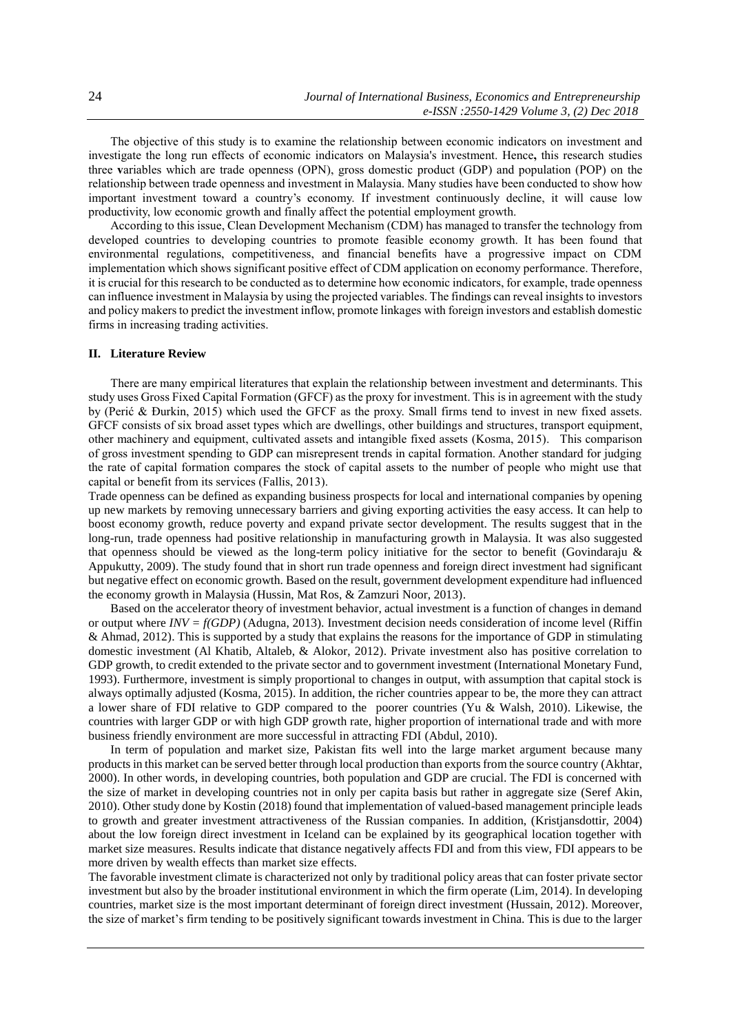The objective of this study is to examine the relationship between economic indicators on investment and investigate the long run effects of economic indicators on Malaysia's investment. Hence**,** this research studies three **v**ariables which are trade openness (OPN), gross domestic product (GDP) and population (POP) on the relationship between trade openness and investment in Malaysia. Many studies have been conducted to show how important investment toward a country's economy. If investment continuously decline, it will cause low productivity, low economic growth and finally affect the potential employment growth.

According to this issue, Clean Development Mechanism (CDM) has managed to transfer the technology from developed countries to developing countries to promote feasible economy growth. It has been found that environmental regulations, competitiveness, and financial benefits have a progressive impact on CDM implementation which shows significant positive effect of CDM application on economy performance. Therefore, it is crucial for this research to be conducted as to determine how economic indicators, for example, trade openness can influence investment in Malaysia by using the projected variables. The findings can reveal insights to investors and policy makers to predict the investment inflow, promote linkages with foreign investors and establish domestic firms in increasing trading activities.

## II. Literature Review

There are many empirical literatures that explain the relationship between investment and determinants. This study uses Gross Fixed Capital Formation (GFCF) as the proxy for investment. This is in agreement with the study by (Perić & Đurkin, 2015) which used the GFCF as the proxy. Small firms tend to invest in new fixed assets. GFCF consists of six broad asset types which are dwellings, other buildings and structures, transport equipment, other machinery and equipment, cultivated assets and intangible fixed assets (Kosma, 2015). This comparison of gross investment spending to GDP can misrepresent trends in capital formation. Another standard for judging the rate of capital formation compares the stock of capital assets to the number of people who might use that capital or benefit from its services (Fallis, 2013).

Trade openness can be defined as expanding business prospects for local and international companies by opening up new markets by removing unnecessary barriers and giving exporting activities the easy access. It can help to boost economy growth, reduce poverty and expand private sector development. The results suggest that in the long-run, trade openness had positive relationship in manufacturing growth in Malaysia. It was also suggested that openness should be viewed as the long-term policy initiative for the sector to benefit (Govindaraju & Appukutty, 2009). The study found that in short run trade openness and foreign direct investment had significant but negative effect on economic growth. Based on the result, government development expenditure had influenced the economy growth in Malaysia (Hussin, Mat Ros, & Zamzuri Noor, 2013).

Based on the accelerator theory of investment behavior, actual investment is a function of changes in demand or output where $INV = f(GDP)$ (Adugna, 2013). Investment decision needs consideration of income level (Riffin & Ahmad, 2012). This is supported by a study that explains the reasons for the importance of GDP in stimulating domestic investment (Al Khatib, Altaleb, & Alokor, 2012). Private investment also has positive correlation to GDP growth, to credit extended to the private sector and to government investment (International Monetary Fund, 1993). Furthermore, investment is simply proportional to changes in output, with assumption that capital stock is always optimally adjusted (Kosma, 2015). In addition, the richer countries appear to be, the more they can attract a lower share of FDI relative to GDP compared to the poorer countries (Yu & Walsh, 2010). Likewise, the countries with larger GDP or with high GDP growth rate, higher proportion of international trade and with more business friendly environment are more successful in attracting FDI (Abdul, 2010).

In term of population and market size, Pakistan fits well into the large market argument because many products in this market can be served better through local production than exports from the source country (Akhtar, 2000). In other words, in developing countries, both population and GDP are crucial. The FDI is concerned with the size of market in developing countries not in only per capita basis but rather in aggregate size (Seref Akin, 2010). Other study done by Kostin (2018) found that implementation of valued-based management principle leads to growth and greater investment attractiveness of the Russian companies. In addition, (Kristjansdottir, 2004) about the low foreign direct investment in Iceland can be explained by its geographical location together with market size measures. Results indicate that distance negatively affects FDI and from this view, FDI appears to be more driven by wealth effects than market size effects.

The favorable investment climate is characterized not only by traditional policy areas that can foster private sector investment but also by the broader institutional environment in which the firm operate (Lim, 2014). In developing countries, market size is the most important determinant of foreign direct investment (Hussain, 2012). Moreover, the size of market's firm tending to be positively significant towards investment in China. This is due to the larger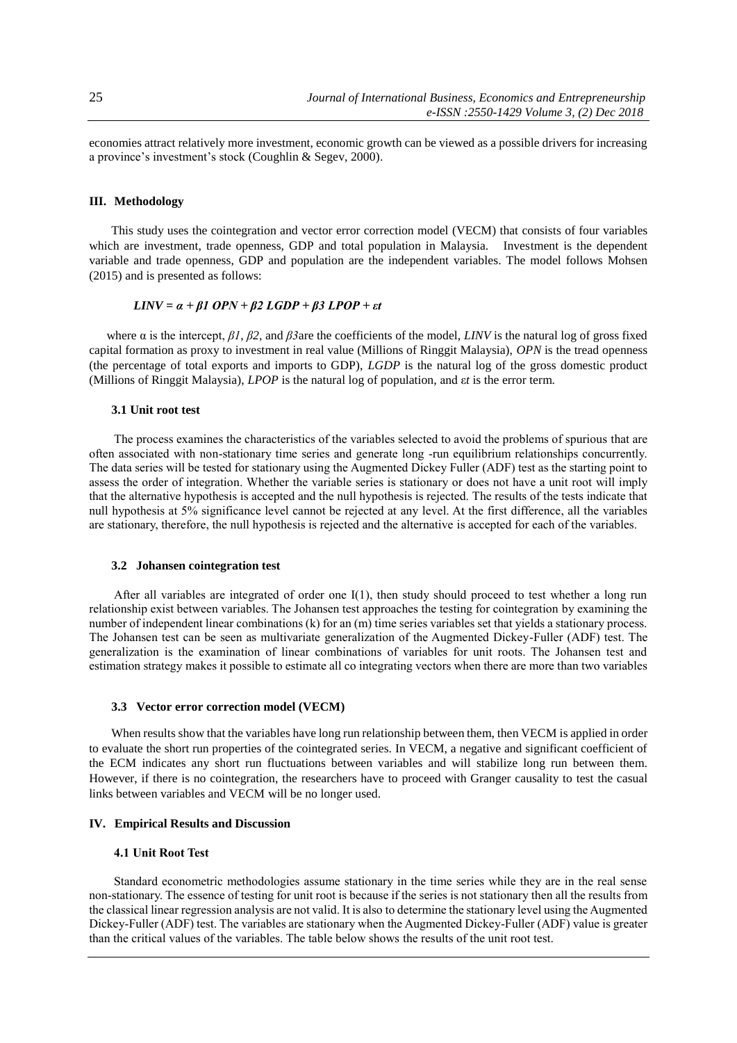economies attract relatively more investment, economic growth can be viewed as a possible drivers for increasing a province's investment's stock (Coughlin & Segev, 2000).

## III. Methodology

This study uses the cointegration and vector error correction model (VECM) that consists of four variables which are investment, trade openness, GDP and total population in Malaysia. Investment is the dependent variable and trade openness, GDP and population are the independent variables. The model follows Mohsen (2015) and is presented as follows:

$$LINV = \alpha + \beta 1\ OPN + \beta 2\ LGDP + \beta 3\ LPOP + \varepsilon t$$

where α is the intercept, *β1*, *β2*, and *β3*are the coefficients of the model, *LINV* is the natural log of gross fixed capital formation as proxy to investment in real value (Millions of Ringgit Malaysia), *OPN* is the tread openness (the percentage of total exports and imports to GDP), *LGDP* is the natural log of the gross domestic product (Millions of Ringgit Malaysia), *LPOP* is the natural log of population, and ε*t* is the error term.

### 3.1 Unit root test

The process examines the characteristics of the variables selected to avoid the problems of spurious that are often associated with non-stationary time series and generate long -run equilibrium relationships concurrently. The data series will be tested for stationary using the Augmented Dickey Fuller (ADF) test as the starting point to assess the order of integration. Whether the variable series is stationary or does not have a unit root will imply that the alternative hypothesis is accepted and the null hypothesis is rejected. The results of the tests indicate that null hypothesis at 5% significance level cannot be rejected at any level. At the first difference, all the variables are stationary, therefore, the null hypothesis is rejected and the alternative is accepted for each of the variables.

### 3.2 Johansen cointegration test

After all variables are integrated of order one I(1), then study should proceed to test whether a long run relationship exist between variables. The Johansen test approaches the testing for cointegration by examining the number of independent linear combinations (k) for an (m) time series variables set that yields a stationary process. The Johansen test can be seen as multivariate generalization of the Augmented Dickey-Fuller (ADF) test. The generalization is the examination of linear combinations of variables for unit roots. The Johansen test and estimation strategy makes it possible to estimate all co integrating vectors when there are more than two variables

### 3.3 Vector error correction model (VECM)

When results show that the variables have long run relationship between them, then VECM is applied in order to evaluate the short run properties of the cointegrated series. In VECM, a negative and significant coefficient of the ECM indicates any short run fluctuations between variables and will stabilize long run between them. However, if there is no cointegration, the researchers have to proceed with Granger causality to test the casual links between variables and VECM will be no longer used.

## IV. Empirical Results and Discussion

### 4.1 Unit Root Test

Standard econometric methodologies assume stationary in the time series while they are in the real sense non-stationary. The essence of testing for unit root is because if the series is not stationary then all the results from the classical linear regression analysis are not valid. It is also to determine the stationary level using the Augmented Dickey-Fuller (ADF) test. The variables are stationary when the Augmented Dickey-Fuller (ADF) value is greater than the critical values of the variables. The table below shows the results of the unit root test.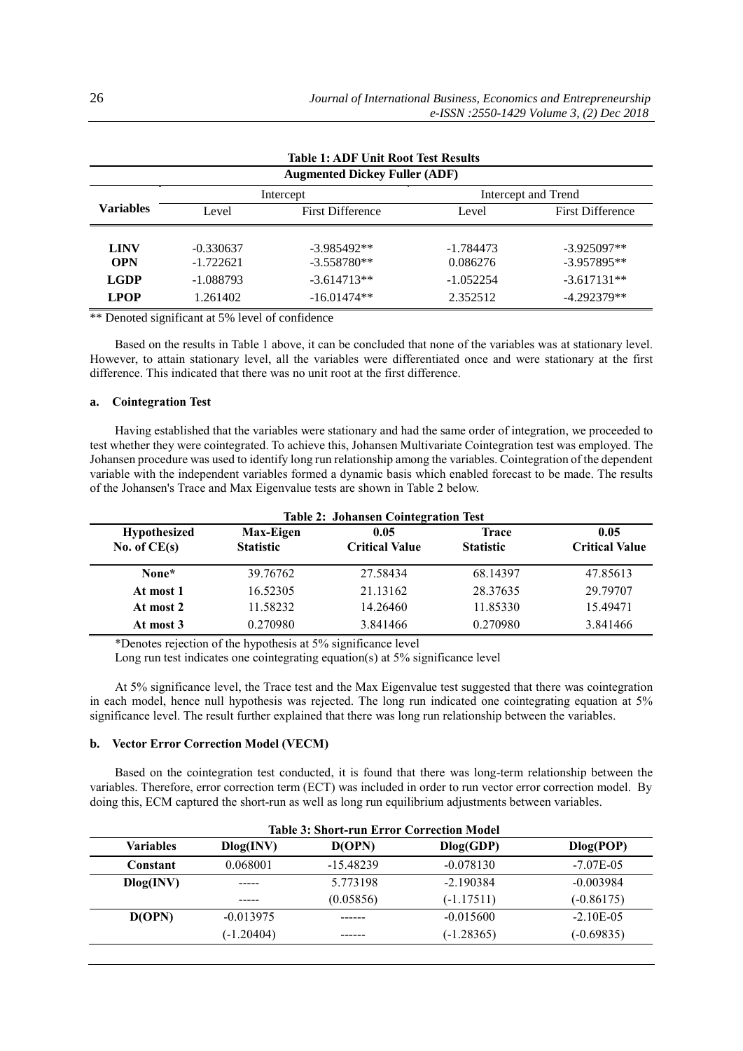**Table 1: ADF Unit Root Test Results**

| Variables | Augmented Dickey Fuller (ADF) | | | |
|---|---|---|---|---|
| | Intercept | | Intercept and Trend | |
| | Level | First Difference | Level | First Difference |
| **LINV** | -0.330637 | -3.985492** | -1.784473 | -3.925097** |
| **OPN** | -1.722621 | -3.558780** | 0.086276 | -3.957895** |
| **LGDP** | -1.088793 | -3.614713** | -1.052254 | -3.617131** |
| **LPOP** | 1.261402 | -16.01474** | 2.352512 | -4.292379** |

** Denoted significant at 5% level of confidence

Based on the results in Table 1 above, it can be concluded that none of the variables was at stationary level. However, to attain stationary level, all the variables were differentiated once and were stationary at the first difference. This indicated that there was no unit root at the first difference.

### a. Cointegration Test

Having established that the variables were stationary and had the same order of integration, we proceeded to test whether they were cointegrated. To achieve this, Johansen Multivariate Cointegration test was employed. The Johansen procedure was used to identify long run relationship among the variables. Cointegration of the dependent variable with the independent variables formed a dynamic basis which enabled forecast to be made. The results of the Johansen's Trace and Max Eigenvalue tests are shown in Table 2 below.

**Table 2: Johansen Cointegration Test**

| Hypothesized No. of CE(s) | Max-Eigen Statistic | 0.05 Critical Value | Trace Statistic | 0.05 Critical Value |
|---|---|---|---|---|
| **None*** | 39.76762 | 27.58434 | 68.14397 | 47.85613 |
| **At most 1** | 16.52305 | 21.13162 | 28.37635 | 29.79707 |
| **At most 2** | 11.58232 | 14.26460 | 11.85330 | 15.49471 |
| **At most 3** | 0.270980 | 3.841466 | 0.270980 | 3.841466 |

*Denotes rejection of the hypothesis at 5% significance level

Long run test indicates one cointegrating equation(s) at 5% significance level

At 5% significance level, the Trace test and the Max Eigenvalue test suggested that there was cointegration in each model, hence null hypothesis was rejected. The long run indicated one cointegrating equation at 5% significance level. The result further explained that there was long run relationship between the variables.

### b. Vector Error Correction Model (VECM)

Based on the cointegration test conducted, it is found that there was long-term relationship between the variables. Therefore, error correction term (ECT) was included in order to run vector error correction model. By doing this, ECM captured the short-run as well as long run equilibrium adjustments between variables.

**Table 3: Short-run Error Correction Model**

| Variables | Dlog(INV) | D(OPN) | Dlog(GDP) | Dlog(POP) |
|---|---|---|---|---|
| **Constant** | 0.068001 | -15.48239 | -0.078130 | -7.07E-05 |
| **Dlog(INV)** | ----- | 5.773198 | -2.190384 | -0.003984 |
| | ----- | (0.05856) | (-1.17511) | (-0.86175) |
| **D(OPN)** | -0.013975 | ------ | -0.015600 | -2.10E-05 |
| | (-1.20404) | ------ | (-1.28365) | (-0.69835) |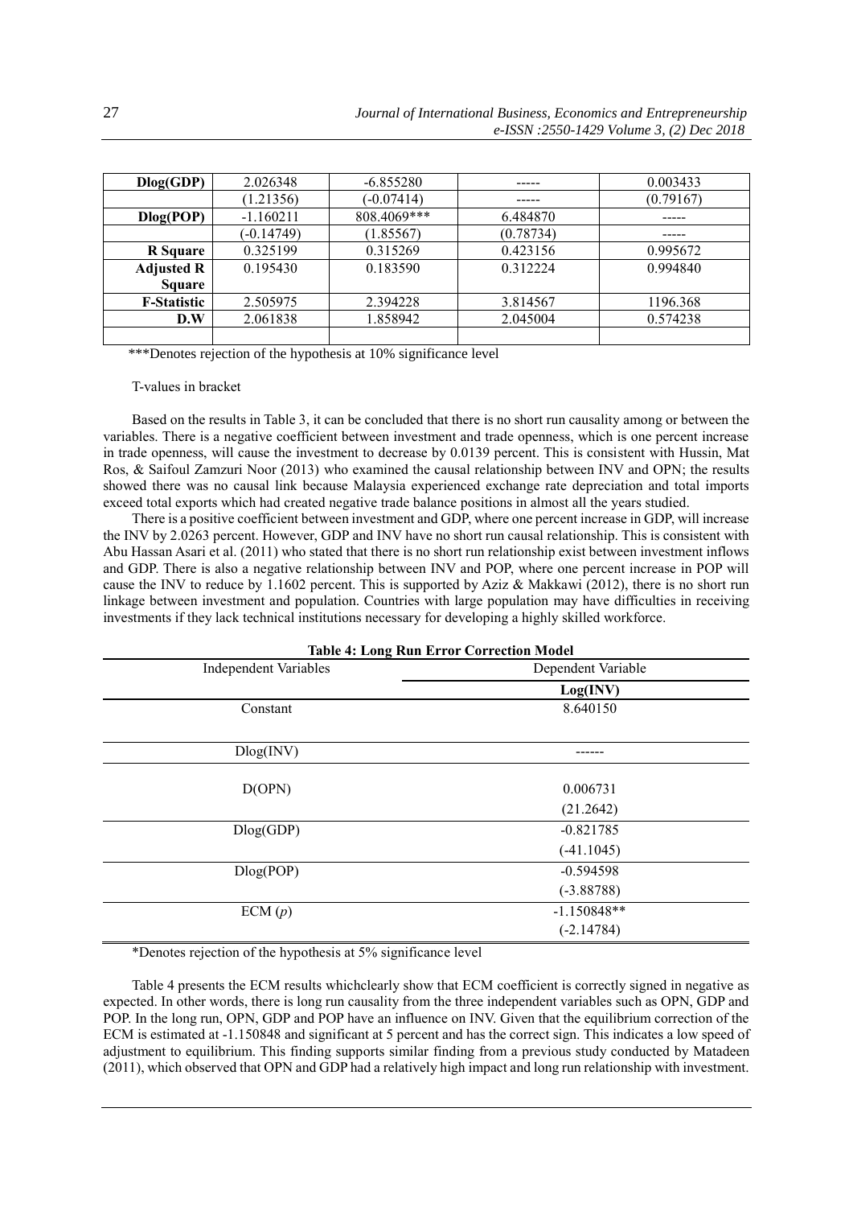| Dlog(GDP) | 2.026348 | -6.855280 | ----- | 0.003433 |
|---|---|---|---|---|
| | (1.21356) | (-0.07414) | ----- | (0.79167) |
| Dlog(POP) | -1.160211 | 808.4069*** | 6.484870 | ----- |
| | (-0.14749) | (1.85567) | (0.78734) | ----- |
| R Square | 0.325199 | 0.315269 | 0.423156 | 0.995672 |
| Adjusted R Square | 0.195430 | 0.183590 | 0.312224 | 0.994840 |
| F-Statistic | 2.505975 | 2.394228 | 3.814567 | 1196.368 |
| D.W | 2.061838 | 1.858942 | 2.045004 | 0.574238 |
| | | | | |

***Denotes rejection of the hypothesis at 10% significance level

T-values in bracket

Based on the results in Table 3, it can be concluded that there is no short run causality among or between the variables. There is a negative coefficient between investment and trade openness, which is one percent increase in trade openness, will cause the investment to decrease by 0.0139 percent. This is consistent with Hussin, Mat Ros, & Saifoul Zamzuri Noor (2013) who examined the causal relationship between INV and OPN; the results showed there was no causal link because Malaysia experienced exchange rate depreciation and total imports exceed total exports which had created negative trade balance positions in almost all the years studied.

There is a positive coefficient between investment and GDP, where one percent increase in GDP, will increase the INV by 2.0263 percent. However, GDP and INV have no short run causal relationship. This is consistent with Abu Hassan Asari et al. (2011) who stated that there is no short run relationship exist between investment inflows and GDP. There is also a negative relationship between INV and POP, where one percent increase in POP will cause the INV to reduce by 1.1602 percent. This is supported by Aziz & Makkawi (2012), there is no short run linkage between investment and population. Countries with large population may have difficulties in receiving investments if they lack technical institutions necessary for developing a highly skilled workforce.

**Table 4: Long Run Error Correction Model**

| Independent Variables | Dependent Variable |
|---|---|
| | **Log(INV)** |
| Constant | 8.640150 |
| Dlog(INV) | ------ |
| D(OPN) | 0.006731 |
| | (21.2642) |
| Dlog(GDP) | -0.821785 |
| | (-41.1045) |
| Dlog(POP) | -0.594598 |
| | (-3.88788) |
| ECM (*p*) | -1.150848** |
| | (-2.14784) |

*Denotes rejection of the hypothesis at 5% significance level

Table 4 presents the ECM results whichclearly show that ECM coefficient is correctly signed in negative as expected. In other words, there is long run causality from the three independent variables such as OPN, GDP and POP. In the long run, OPN, GDP and POP have an influence on INV. Given that the equilibrium correction of the ECM is estimated at -1.150848 and significant at 5 percent and has the correct sign. This indicates a low speed of adjustment to equilibrium. This finding supports similar finding from a previous study conducted by Matadeen (2011), which observed that OPN and GDP had a relatively high impact and long run relationship with investment.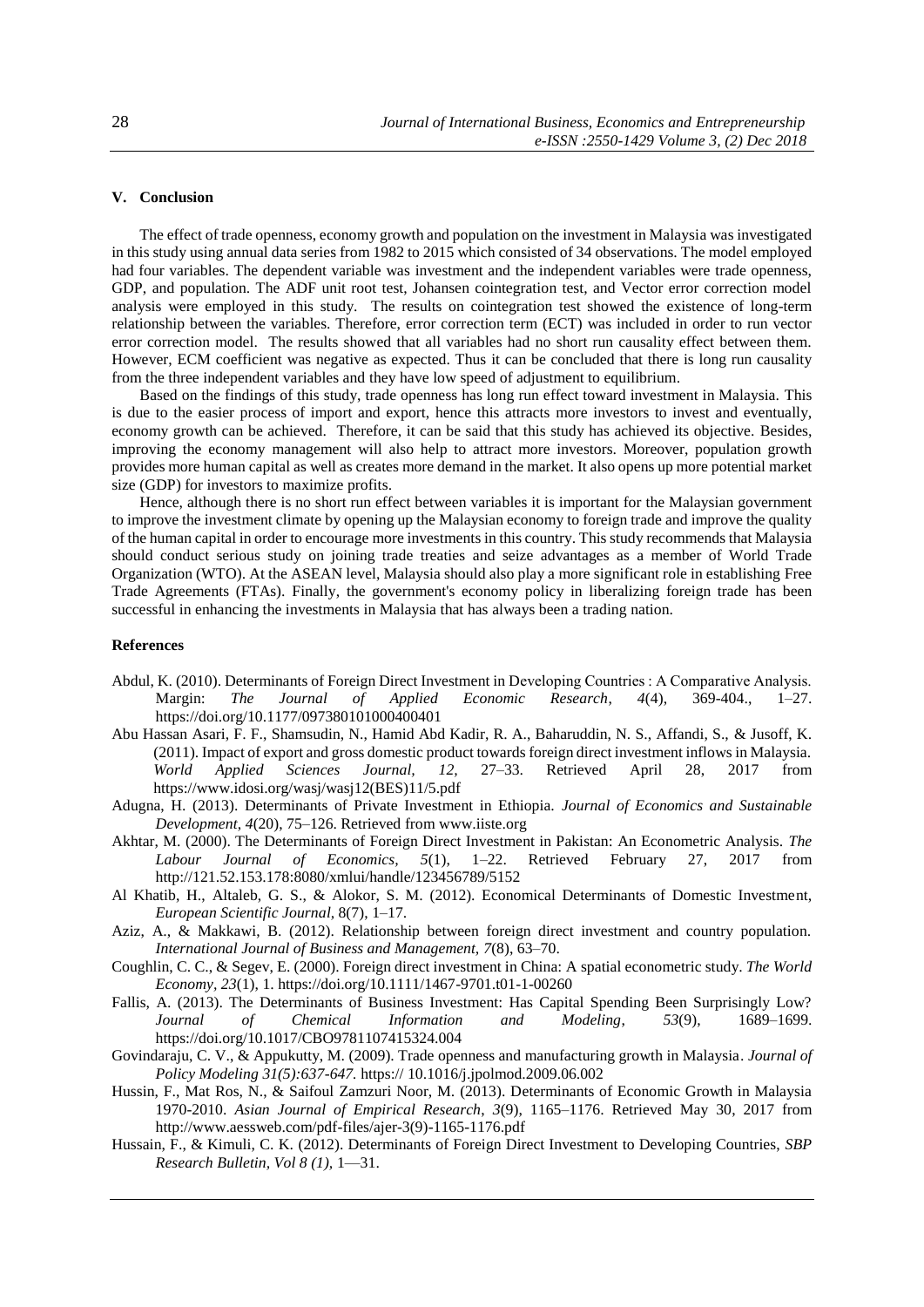## V. Conclusion

The effect of trade openness, economy growth and population on the investment in Malaysia was investigated in this study using annual data series from 1982 to 2015 which consisted of 34 observations. The model employed had four variables. The dependent variable was investment and the independent variables were trade openness, GDP, and population. The ADF unit root test, Johansen cointegration test, and Vector error correction model analysis were employed in this study. The results on cointegration test showed the existence of long-term relationship between the variables. Therefore, error correction term (ECT) was included in order to run vector error correction model. The results showed that all variables had no short run causality effect between them. However, ECM coefficient was negative as expected. Thus it can be concluded that there is long run causality from the three independent variables and they have low speed of adjustment to equilibrium.

Based on the findings of this study, trade openness has long run effect toward investment in Malaysia. This is due to the easier process of import and export, hence this attracts more investors to invest and eventually, economy growth can be achieved. Therefore, it can be said that this study has achieved its objective. Besides, improving the economy management will also help to attract more investors. Moreover, population growth provides more human capital as well as creates more demand in the market. It also opens up more potential market size (GDP) for investors to maximize profits.

Hence, although there is no short run effect between variables it is important for the Malaysian government to improve the investment climate by opening up the Malaysian economy to foreign trade and improve the quality of the human capital in order to encourage more investments in this country. This study recommends that Malaysia should conduct serious study on joining trade treaties and seize advantages as a member of World Trade Organization (WTO). At the ASEAN level, Malaysia should also play a more significant role in establishing Free Trade Agreements (FTAs). Finally, the government's economy policy in liberalizing foreign trade has been successful in enhancing the investments in Malaysia that has always been a trading nation.

## References

Abdul, K. (2010). Determinants of Foreign Direct Investment in Developing Countries : A Comparative Analysis. Margin: *The Journal of Applied Economic Research*, *4*(4), 369-404., 1–27. https://doi.org/10.1177/097380101000400401

Abu Hassan Asari, F. F., Shamsudin, N., Hamid Abd Kadir, R. A., Baharuddin, N. S., Affandi, S., & Jusoff, K. (2011). Impact of export and gross domestic product towards foreign direct investment inflows in Malaysia. *World Applied Sciences Journal, 12,* 27–33. Retrieved April 28, 2017 from https://www.idosi.org/wasj/wasj12(BES)11/5.pdf

Adugna, H. (2013). Determinants of Private Investment in Ethiopia. *Journal of Economics and Sustainable Development*, *4*(20), 75–126. Retrieved from www.iiste.org

Akhtar, M. (2000). The Determinants of Foreign Direct Investment in Pakistan: An Econometric Analysis. *The Labour Journal of Economics, 5*(1), 1–22. Retrieved February 27, 2017 from http://121.52.153.178:8080/xmlui/handle/123456789/5152

Al Khatib, H., Altaleb, G. S., & Alokor, S. M. (2012). Economical Determinants of Domestic Investment, *European Scientific Journal,* 8(7), 1–17.

Aziz, A., & Makkawi, B. (2012). Relationship between foreign direct investment and country population. *International Journal of Business and Management, 7*(8), 63–70.

Coughlin, C. C., & Segev, E. (2000). Foreign direct investment in China: A spatial econometric study. *The World Economy*, *23*(1), 1. https://doi.org/10.1111/1467-9701.t01-1-00260

Fallis, A. (2013). The Determinants of Business Investment: Has Capital Spending Been Surprisingly Low? *Journal of Chemical Information and Modeling*, *53*(9), 1689–1699. https://doi.org/10.1017/CBO9781107415324.004

Govindaraju, C. V., & Appukutty, M. (2009). Trade openness and manufacturing growth in Malaysia. *Journal of Policy Modeling 31(5):637-647.* https:// 10.1016/j.jpolmod.2009.06.002

Hussin, F., Mat Ros, N., & Saifoul Zamzuri Noor, M. (2013). Determinants of Economic Growth in Malaysia 1970-2010. *Asian Journal of Empirical Research*, *3*(9), 1165–1176. Retrieved May 30, 2017 from http://www.aessweb.com/pdf-files/ajer-3(9)-1165-1176.pdf

Hussain, F., & Kimuli, C. K. (2012). Determinants of Foreign Direct Investment to Developing Countries, *SBP Research Bulletin, Vol 8 (1),* 1—31.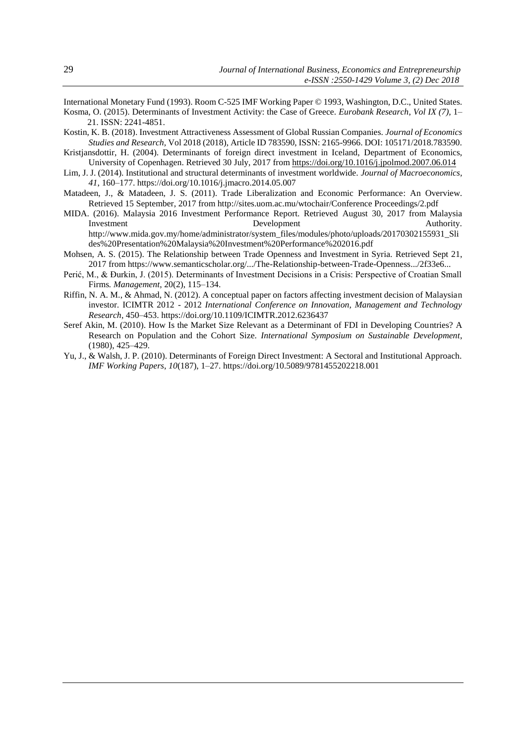International Monetary Fund (1993). Room C-525 IMF Working Paper © 1993, Washington, D.C., United States.

Kosma, O. (2015). Determinants of Investment Activity: the Case of Greece. *Eurobank Research*, *Vol IX (7)*, 1–21. ISSN: 2241-4851.

Kostin, K. B. (2018). Investment Attractiveness Assessment of Global Russian Companies. *Journal of Economics Studies and Research*, Vol 2018 (2018), Article ID 783590, ISSN: 2165-9966. DOI: 105171/2018.783590.

Kristjansdottir, H. (2004). Determinants of foreign direct investment in Iceland, Department of Economics, University of Copenhagen. Retrieved 30 July, 2017 from https://doi.org/10.1016/j.jpolmod.2007.06.014

Lim, J. J. (2014). Institutional and structural determinants of investment worldwide. *Journal of Macroeconomics*, *41*, 160–177. https://doi.org/10.1016/j.jmacro.2014.05.007

Matadeen, J., & Matadeen, J. S. (2011). Trade Liberalization and Economic Performance: An Overview. Retrieved 15 September, 2017 from http://sites.uom.ac.mu/wtochair/Conference Proceedings/2.pdf

MIDA. (2016). Malaysia 2016 Investment Performance Report. Retrieved August 30, 2017 from Malaysia Investment Development Authority. http://www.mida.gov.my/home/administrator/system_files/modules/photo/uploads/20170302155931_Slides%20Presentation%20Malaysia%20Investment%20Performance%202016.pdf

Mohsen, A. S. (2015). The Relationship between Trade Openness and Investment in Syria. Retrieved Sept 21, 2017 from https://www.semanticscholar.org/.../The-Relationship-between-Trade-Openness.../2f33e6...

Perić, M., & Đurkin, J. (2015). Determinants of Investment Decisions in a Crisis: Perspective of Croatian Small Firms. *Management*, 20(2), 115–134.

Riffin, N. A. M., & Ahmad, N. (2012). A conceptual paper on factors affecting investment decision of Malaysian investor. ICIMTR 2012 - 2012 *International Conference on Innovation, Management and Technology Research*, 450–453. https://doi.org/10.1109/ICIMTR.2012.6236437

Seref Akin, M. (2010). How Is the Market Size Relevant as a Determinant of FDI in Developing Countries? A Research on Population and the Cohort Size. *International Symposium on Sustainable Development*, (1980), 425–429.

Yu, J., & Walsh, J. P. (2010). Determinants of Foreign Direct Investment: A Sectoral and Institutional Approach. *IMF Working Papers*, *10*(187), 1–27. https://doi.org/10.5089/9781455202218.001